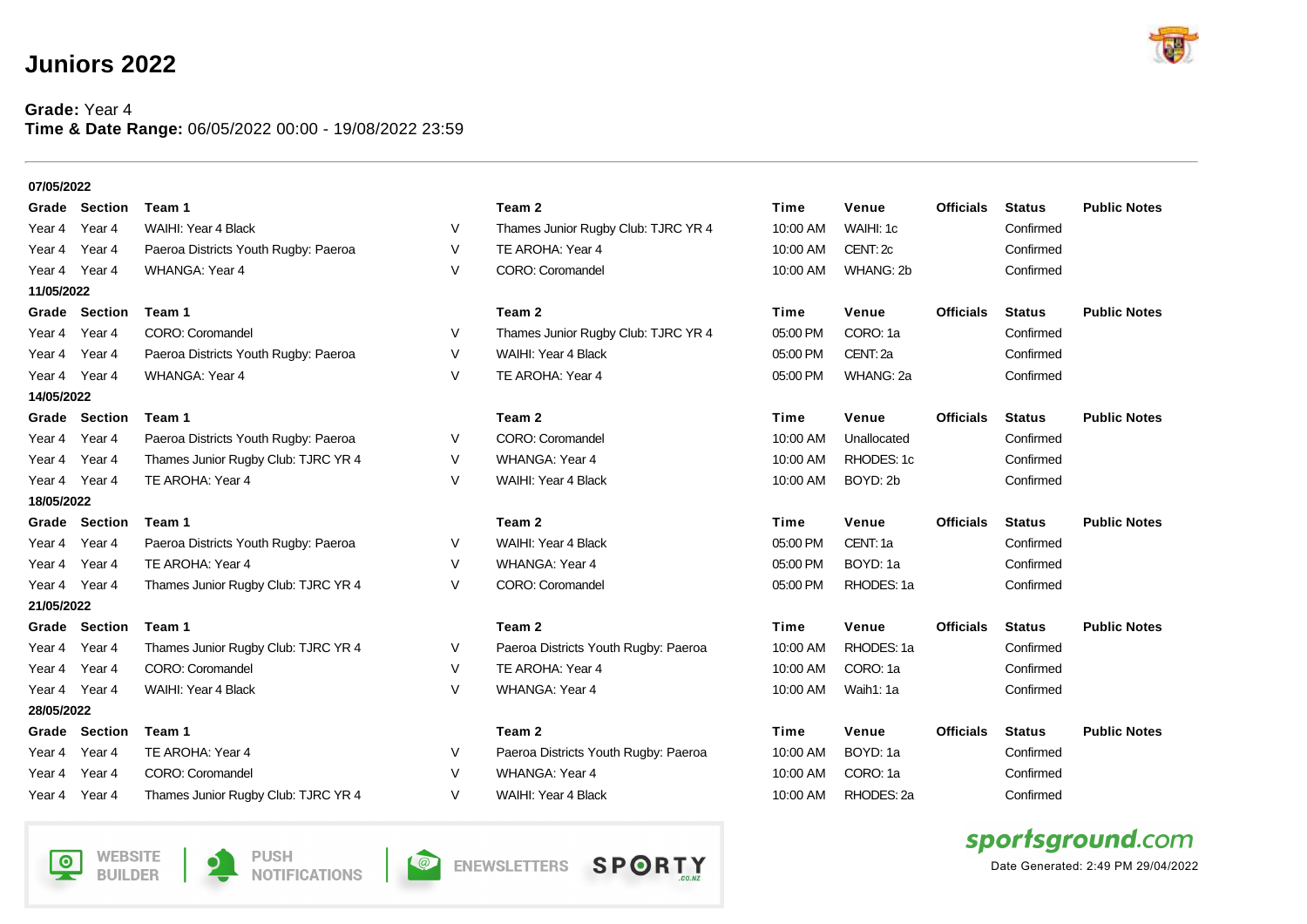# Juniors 2022

**Grade:** Year 4
**Time & Date Range:** 06/05/2022 00:00 - 19/08/2022 23:59

**07/05/2022**

| Grade | Section | Team 1 | | Team 2 | Time | Venue | Officials | Status | Public Notes |
|---|---|---|---|---|---|---|---|---|---|
| Year 4 | Year 4 | WAIHI: Year 4 Black | V | Thames Junior Rugby Club: TJRC YR 4 | 10:00 AM | WAIHI: 1c | | Confirmed | |
| Year 4 | Year 4 | Paeroa Districts Youth Rugby: Paeroa | V | TE AROHA: Year 4 | 10:00 AM | CENT: 2c | | Confirmed | |
| Year 4 | Year 4 | WHANGA: Year 4 | V | CORO: Coromandel | 10:00 AM | WHANG: 2b | | Confirmed | |

**11/05/2022**

| Grade | Section | Team 1 | | Team 2 | Time | Venue | Officials | Status | Public Notes |
|---|---|---|---|---|---|---|---|---|---|
| Year 4 | Year 4 | CORO: Coromandel | V | Thames Junior Rugby Club: TJRC YR 4 | 05:00 PM | CORO: 1a | | Confirmed | |
| Year 4 | Year 4 | Paeroa Districts Youth Rugby: Paeroa | V | WAIHI: Year 4 Black | 05:00 PM | CENT: 2a | | Confirmed | |
| Year 4 | Year 4 | WHANGA: Year 4 | V | TE AROHA: Year 4 | 05:00 PM | WHANG: 2a | | Confirmed | |

**14/05/2022**

| Grade | Section | Team 1 | | Team 2 | Time | Venue | Officials | Status | Public Notes |
|---|---|---|---|---|---|---|---|---|---|
| Year 4 | Year 4 | Paeroa Districts Youth Rugby: Paeroa | V | CORO: Coromandel | 10:00 AM | Unallocated | | Confirmed | |
| Year 4 | Year 4 | Thames Junior Rugby Club: TJRC YR 4 | V | WHANGA: Year 4 | 10:00 AM | RHODES: 1c | | Confirmed | |
| Year 4 | Year 4 | TE AROHA: Year 4 | V | WAIHI: Year 4 Black | 10:00 AM | BOYD: 2b | | Confirmed | |

**18/05/2022**

| Grade | Section | Team 1 | | Team 2 | Time | Venue | Officials | Status | Public Notes |
|---|---|---|---|---|---|---|---|---|---|
| Year 4 | Year 4 | Paeroa Districts Youth Rugby: Paeroa | V | WAIHI: Year 4 Black | 05:00 PM | CENT: 1a | | Confirmed | |
| Year 4 | Year 4 | TE AROHA: Year 4 | V | WHANGA: Year 4 | 05:00 PM | BOYD: 1a | | Confirmed | |
| Year 4 | Year 4 | Thames Junior Rugby Club: TJRC YR 4 | V | CORO: Coromandel | 05:00 PM | RHODES: 1a | | Confirmed | |

**21/05/2022**

| Grade | Section | Team 1 | | Team 2 | Time | Venue | Officials | Status | Public Notes |
|---|---|---|---|---|---|---|---|---|---|
| Year 4 | Year 4 | Thames Junior Rugby Club: TJRC YR 4 | V | Paeroa Districts Youth Rugby: Paeroa | 10:00 AM | RHODES: 1a | | Confirmed | |
| Year 4 | Year 4 | CORO: Coromandel | V | TE AROHA: Year 4 | 10:00 AM | CORO: 1a | | Confirmed | |
| Year 4 | Year 4 | WAIHI: Year 4 Black | V | WHANGA: Year 4 | 10:00 AM | Waih1: 1a | | Confirmed | |

**28/05/2022**

| Grade | Section | Team 1 | | Team 2 | Time | Venue | Officials | Status | Public Notes |
|---|---|---|---|---|---|---|---|---|---|
| Year 4 | Year 4 | TE AROHA: Year 4 | V | Paeroa Districts Youth Rugby: Paeroa | 10:00 AM | BOYD: 1a | | Confirmed | |
| Year 4 | Year 4 | CORO: Coromandel | V | WHANGA: Year 4 | 10:00 AM | CORO: 1a | | Confirmed | |
| Year 4 | Year 4 | Thames Junior Rugby Club: TJRC YR 4 | V | WAIHI: Year 4 Black | 10:00 AM | RHODES: 2a | | Confirmed | |

Date Generated: 2:49 PM 29/04/2022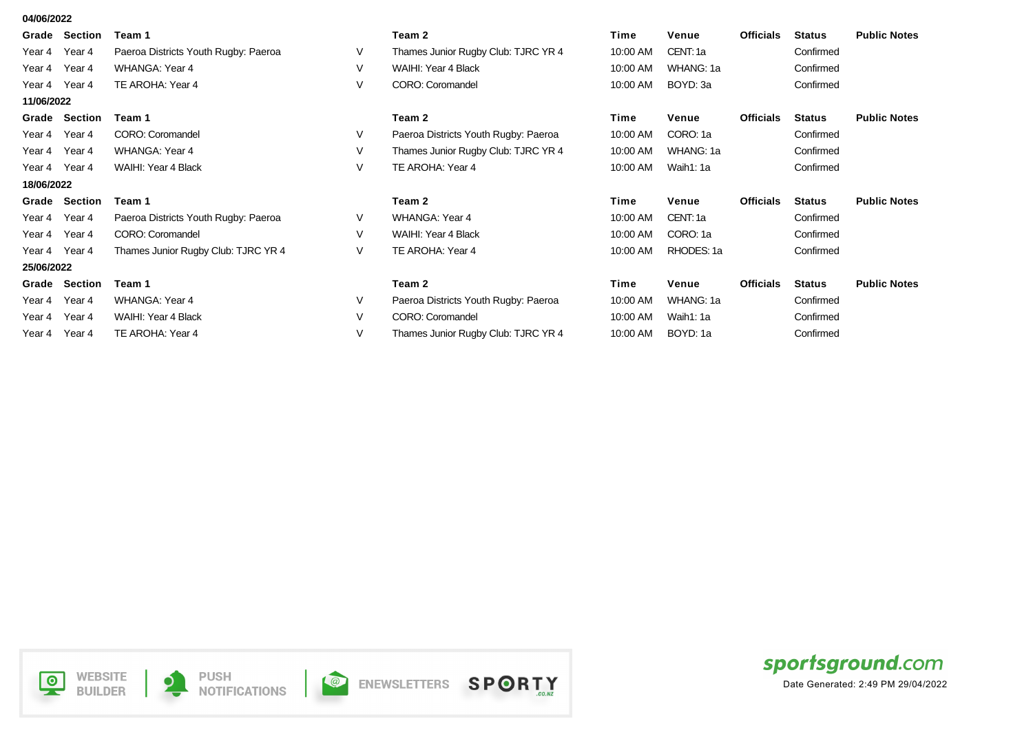**04/06/2022**

| Grade | Section | Team 1 | | Team 2 | Time | Venue | Officials | Status | Public Notes |
|---|---|---|---|---|---|---|---|---|---|
| Year 4 | Year 4 | Paeroa Districts Youth Rugby: Paeroa | V | Thames Junior Rugby Club: TJRC YR 4 | 10:00 AM | CENT: 1a | | Confirmed | |
| Year 4 | Year 4 | WHANGA: Year 4 | V | WAIHI: Year 4 Black | 10:00 AM | WHANG: 1a | | Confirmed | |
| Year 4 | Year 4 | TE AROHA: Year 4 | V | CORO: Coromandel | 10:00 AM | BOYD: 3a | | Confirmed | |

**11/06/2022**

| Grade | Section | Team 1 | | Team 2 | Time | Venue | Officials | Status | Public Notes |
|---|---|---|---|---|---|---|---|---|---|
| Year 4 | Year 4 | CORO: Coromandel | V | Paeroa Districts Youth Rugby: Paeroa | 10:00 AM | CORO: 1a | | Confirmed | |
| Year 4 | Year 4 | WHANGA: Year 4 | V | Thames Junior Rugby Club: TJRC YR 4 | 10:00 AM | WHANG: 1a | | Confirmed | |
| Year 4 | Year 4 | WAIHI: Year 4 Black | V | TE AROHA: Year 4 | 10:00 AM | Waih1: 1a | | Confirmed | |

**18/06/2022**

| Grade | Section | Team 1 | | Team 2 | Time | Venue | Officials | Status | Public Notes |
|---|---|---|---|---|---|---|---|---|---|
| Year 4 | Year 4 | Paeroa Districts Youth Rugby: Paeroa | V | WHANGA: Year 4 | 10:00 AM | CENT: 1a | | Confirmed | |
| Year 4 | Year 4 | CORO: Coromandel | V | WAIHI: Year 4 Black | 10:00 AM | CORO: 1a | | Confirmed | |
| Year 4 | Year 4 | Thames Junior Rugby Club: TJRC YR 4 | V | TE AROHA: Year 4 | 10:00 AM | RHODES: 1a | | Confirmed | |

**25/06/2022**

| Grade | Section | Team 1 | | Team 2 | Time | Venue | Officials | Status | Public Notes |
|---|---|---|---|---|---|---|---|---|---|
| Year 4 | Year 4 | WHANGA: Year 4 | V | Paeroa Districts Youth Rugby: Paeroa | 10:00 AM | WHANG: 1a | | Confirmed | |
| Year 4 | Year 4 | WAIHI: Year 4 Black | V | CORO: Coromandel | 10:00 AM | Waih1: 1a | | Confirmed | |
| Year 4 | Year 4 | TE AROHA: Year 4 | V | Thames Junior Rugby Club: TJRC YR 4 | 10:00 AM | BOYD: 1a | | Confirmed | |

WEBSITE BUILDER | PUSH NOTIFICATIONS | ENEWSLETTERS SPORTY.CO.NZ

sportsground.com

Date Generated: 2:49 PM 29/04/2022